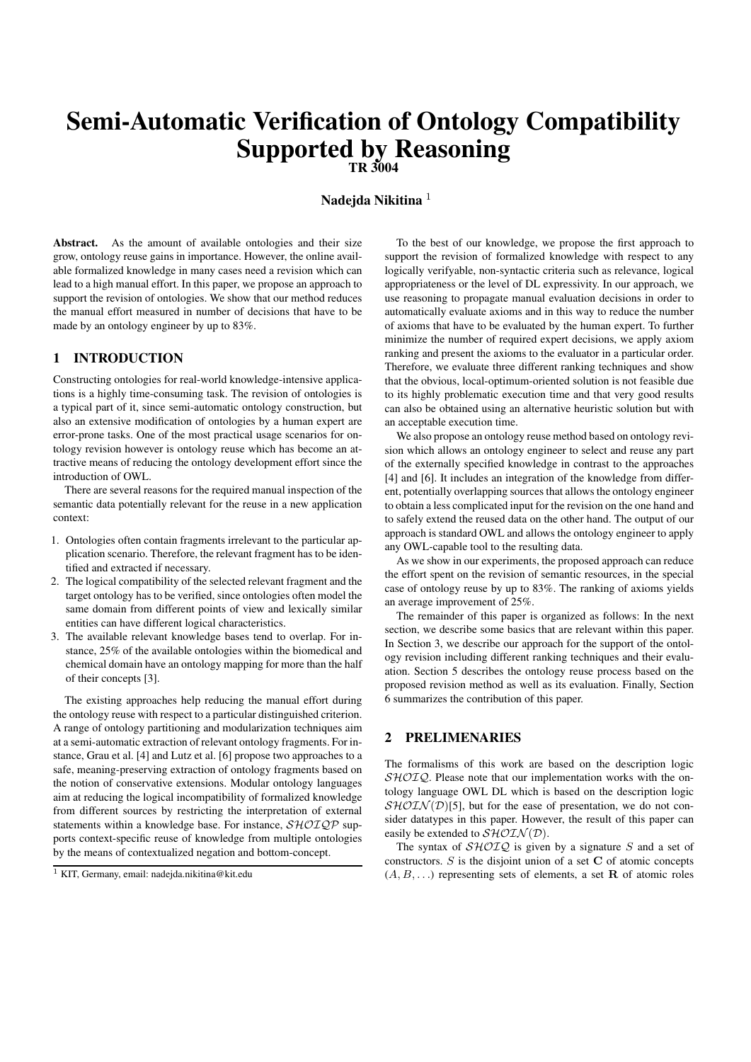# Semi-Automatic Verification of Ontology Compatibility Supported by Reasoning

**TR 3004**

**Nadejda Nikitina** [1]

**Abstract.** As the amount of available ontologies and their size grow, ontology reuse gains in importance. However, the online available formalized knowledge in many cases need a revision which can lead to a high manual effort. In this paper, we propose an approach to support the revision of ontologies. We show that our method reduces the manual effort measured in number of decisions that have to be made by an ontology engineer by up to 83%.

## 1 INTRODUCTION

Constructing ontologies for real-world knowledge-intensive applications is a highly time-consuming task. The revision of ontologies is a typical part of it, since semi-automatic ontology construction, but also an extensive modification of ontologies by a human expert are error-prone tasks. One of the most practical usage scenarios for ontology revision however is ontology reuse which has become an attractive means of reducing the ontology development effort since the introduction of OWL.

There are several reasons for the required manual inspection of the semantic data potentially relevant for the reuse in a new application context:

1. Ontologies often contain fragments irrelevant to the particular application scenario. Therefore, the relevant fragment has to be identified and extracted if necessary.
2. The logical compatibility of the selected relevant fragment and the target ontology has to be verified, since ontologies often model the same domain from different points of view and lexically similar entities can have different logical characteristics.
3. The available relevant knowledge bases tend to overlap. For instance, 25% of the available ontologies within the biomedical and chemical domain have an ontology mapping for more than the half of their concepts [3].

The existing approaches help reducing the manual effort during the ontology reuse with respect to a particular distinguished criterion. A range of ontology partitioning and modularization techniques aim at a semi-automatic extraction of relevant ontology fragments. For instance, Grau et al. [4] and Lutz et al. [6] propose two approaches to a safe, meaning-preserving extraction of ontology fragments based on the notion of conservative extensions. Modular ontology languages aim at reducing the logical incompatibility of formalized knowledge from different sources by restricting the interpretation of external statements within a knowledge base. For instance, $\mathcal{SHOIQP}$ supports context-specific reuse of knowledge from multiple ontologies by the means of contextualized negation and bottom-concept.

To the best of our knowledge, we propose the first approach to support the revision of formalized knowledge with respect to any logically verifyable, non-syntactic criteria such as relevance, logical appropriateness or the level of DL expressivity. In our approach, we use reasoning to propagate manual evaluation decisions in order to automatically evaluate axioms and in this way to reduce the number of axioms that have to be evaluated by the human expert. To further minimize the number of required expert decisions, we apply axiom ranking and present the axioms to the evaluator in a particular order. Therefore, we evaluate three different ranking techniques and show that the obvious, local-optimum-oriented solution is not feasible due to its highly problematic execution time and that very good results can also be obtained using an alternative heuristic solution but with an acceptable execution time.

We also propose an ontology reuse method based on ontology revision which allows an ontology engineer to select and reuse any part of the externally specified knowledge in contrast to the approaches [4] and [6]. It includes an integration of the knowledge from different, potentially overlapping sources that allows the ontology engineer to obtain a less complicated input for the revision on the one hand and to safely extend the reused data on the other hand. The output of our approach is standard OWL and allows the ontology engineer to apply any OWL-capable tool to the resulting data.

As we show in our experiments, the proposed approach can reduce the effort spent on the revision of semantic resources, in the special case of ontology reuse by up to 83%. The ranking of axioms yields an average improvement of 25%.

The remainder of this paper is organized as follows: In the next section, we describe some basics that are relevant within this paper. In Section 3, we describe our approach for the support of the ontology revision including different ranking techniques and their evaluation. Section 5 describes the ontology reuse process based on the proposed revision method as well as its evaluation. Finally, Section 6 summarizes the contribution of this paper.

## 2 PRELEMINARIES

The formalisms of this work are based on the description logic $\mathcal{SHOIQ}$. Please note that our implementation works with the ontology language OWL DL which is based on the description logic $\mathcal{SHOIN}(\mathcal{D})$[5], but for the ease of presentation, we do not consider datatypes in this paper. However, the result of this paper can easily be extended to $\mathcal{SHOIN}(\mathcal{D})$.

The syntax of $\mathcal{SHOIQ}$ is given by a signature $S$ and a set of constructors. $S$ is the disjoint union of a set $\mathbf{C}$ of atomic concepts $(A, B, \ldots)$ representing sets of elements, a set $\mathbf{R}$ of atomic roles

[1] KIT, Germany, email: nadejda.nikitina@kit.edu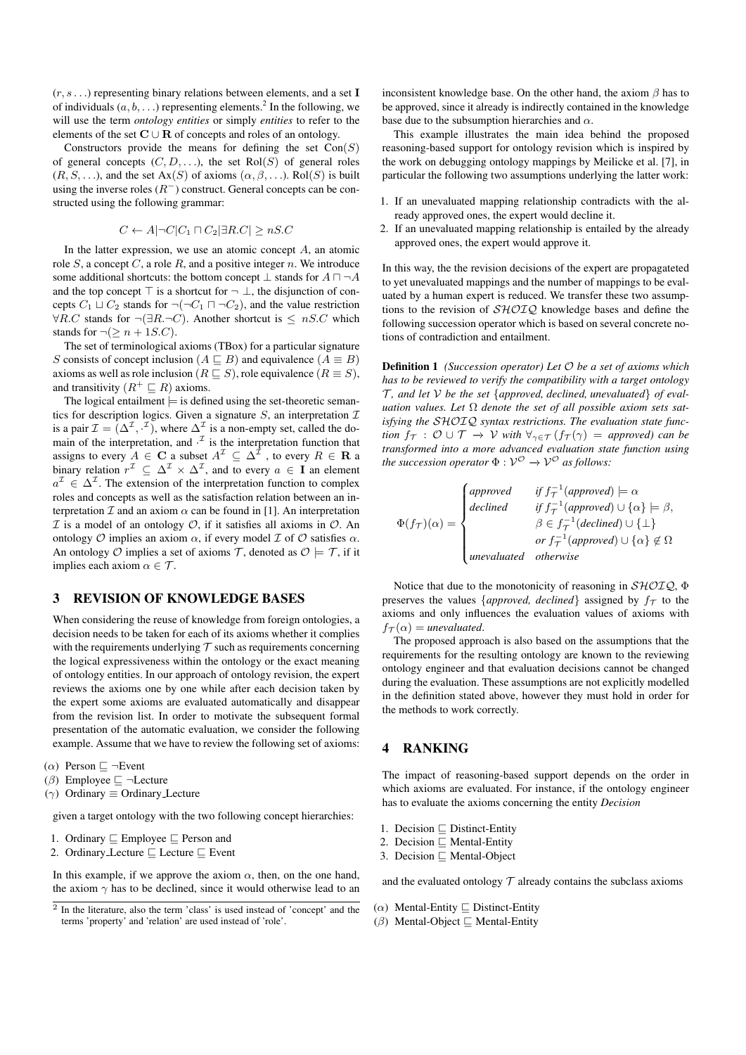$(r, s \ldots)$ representing binary relations between elements, and a set $\mathbf{I}$ of individuals $(a, b, \ldots)$ representing elements.[2] In the following, we will use the term *ontology entities* or simply *entities* to refer to the elements of the set $\mathbf{C} \cup \mathbf{R}$ of concepts and roles of an ontology.

Constructors provide the means for defining the set $\text{Con}(S)$ of general concepts $(C, D, \ldots)$, the set $\text{Rol}(S)$ of general roles $(R, S, \ldots)$, and the set $\text{Ax}(S)$ of axioms $(\alpha, \beta, \ldots)$. $\text{Rol}(S)$ is built using the inverse roles $(R^-)$ construct. General concepts can be constructed using the following grammar:

$$C \leftarrow A | \neg C | C_1 \sqcap C_2 | \exists R.C | \geq nS.C$$

In the latter expression, we use an atomic concept $A$, an atomic role $S$, a concept $C$, a role $R$, and a positive integer $n$. We introduce some additional shortcuts: the bottom concept $\bot$ stands for $A \sqcap \neg A$ and the top concept $\top$ is a shortcut for $\neg \bot$, the disjunction of concepts $C_1 \sqcup C_2$ stands for $\neg(\neg C_1 \sqcap \neg C_2)$, and the value restriction $\forall R.C$ stands for $\neg(\exists R.\neg C)$. Another shortcut is $\leq nS.C$ which stands for $\neg(\geq n + 1S.C)$.

The set of terminological axioms (TBox) for a particular signature $S$ consists of concept inclusion $(A \sqsubseteq B)$ and equivalence $(A \equiv B)$ axioms as well as role inclusion $(R \sqsubseteq S)$, role equivalence $(R \equiv S)$, and transitivity $(R^+ \sqsubseteq R)$ axioms.

The logical entailment $\models$ is defined using the set-theoretic semantics for description logics. Given a signature $S$, an interpretation $\mathcal{I}$ is a pair $\mathcal{I} = (\Delta^\mathcal{I}, \cdot^\mathcal{I})$, where $\Delta^\mathcal{I}$ is a non-empty set, called the domain of the interpretation, and $\cdot^\mathcal{I}$ is the interpretation function that assigns to every $A \in \mathbf{C}$ a subset $A^\mathcal{I} \subseteq \Delta^\mathcal{I}$, to every $R \in \mathbf{R}$ a binary relation $r^\mathcal{I} \subseteq \Delta^\mathcal{I} \times \Delta^\mathcal{I}$, and to every $a \in \mathbf{I}$ an element $a^\mathcal{I} \in \Delta^\mathcal{I}$. The extension of the interpretation function to complex roles and concepts as well as the satisfaction relation between an interpretation $\mathcal{I}$ and an axiom $\alpha$ can be found in [1]. An interpretation $\mathcal{I}$ is a model of an ontology $\mathcal{O}$, if it satisfies all axioms in $\mathcal{O}$. An ontology $\mathcal{O}$ implies an axiom $\alpha$, if every model $\mathcal{I}$ of $\mathcal{O}$ satisfies $\alpha$. An ontology $\mathcal{O}$ implies a set of axioms $\mathcal{T}$, denoted as $\mathcal{O} \models \mathcal{T}$, if it implies each axiom $\alpha \in \mathcal{T}$.

## 3 REVISION OF KNOWLEDGE BASES

When considering the reuse of knowledge from foreign ontologies, a decision needs to be taken for each of its axioms whether it complies with the requirements underlying $\mathcal{T}$ such as requirements concerning the logical expressiveness within the ontology or the exact meaning of ontology entities. In our approach of ontology revision, the expert reviews the axioms one by one while after each decision taken by the expert some axioms are evaluated automatically and disappear from the revision list. In order to motivate the subsequent formal presentation of the automatic evaluation, we consider the following example. Assume that we have to review the following set of axioms:

($\alpha$) Person $\sqsubseteq$ ¬Event
($\beta$) Employee $\sqsubseteq$ ¬Lecture
($\gamma$) Ordinary $\equiv$ Ordinary_Lecture

given a target ontology with the two following concept hierarchies:

1. Ordinary $\sqsubseteq$ Employee $\sqsubseteq$ Person and
2. Ordinary_Lecture $\sqsubseteq$ Lecture $\sqsubseteq$ Event

In this example, if we approve the axiom $\alpha$, then, on the one hand, the axiom $\gamma$ has to be declined, since it would otherwise lead to an inconsistent knowledge base. On the other hand, the axiom $\beta$ has to be approved, since it already is indirectly contained in the knowledge base due to the subsumption hierarchies and $\alpha$.

This example illustrates the main idea behind the proposed reasoning-based support for ontology revision which is inspired by the work on debugging ontology mappings by Meilicke et al. [7], in particular the following two assumptions underlying the latter work:

1. If an unevaluated mapping relationship contradicts with the already approved ones, the expert would decline it.
2. If an unevaluated mapping relationship is entailed by the already approved ones, the expert would approve it.

In this way, the the revision decisions of the expert are propagateted to yet unevaluated mappings and the number of mappings to be evaluated by a human expert is reduced. We transfer these two assumptions to the revision of $\mathcal{SHOIQ}$ knowledge bases and define the following succession operator which is based on several concrete notions of contradiction and entailment.

**Definition 1** *(Succession operator) Let $\mathcal{O}$ be a set of axioms which has to be reviewed to verify the compatibility with a target ontology $\mathcal{T}$, and let $\mathcal{V}$ be the set {approved, declined, unevaluated} of evaluation values. Let $\Omega$ denote the set of all possible axiom sets satisfying the $\mathcal{SHOIQ}$ syntax restrictions. The evaluation state function $f_\mathcal{T} : \mathcal{O} \cup \mathcal{T} \to \mathcal{V}$ with $\forall_{\gamma \in \mathcal{T}} (f_\mathcal{T}(\gamma) = \text{approved})$ can be transformed into a more advanced evaluation state function using the succession operator $\Phi : \mathcal{V}^\mathcal{O} \to \mathcal{V}^\mathcal{O}$ as follows:*

$$\Phi(f_\mathcal{T})(\alpha) = \begin{cases} \textit{approved} & \textit{if } f_\mathcal{T}^{-1}(\textit{approved}) \models \alpha \\ \textit{declined} & \textit{if } f_\mathcal{T}^{-1}(\textit{approved}) \cup \{\alpha\} \models \beta, \\ & \quad \beta \in f_\mathcal{T}^{-1}(\textit{declined}) \cup \{\bot\} \\ & \quad \textit{or } f_\mathcal{T}^{-1}(\textit{approved}) \cup \{\alpha\} \notin \Omega \\ \textit{unevaluated} & \textit{otherwise} \end{cases}$$

Notice that due to the monotonicity of reasoning in $\mathcal{SHOIQ}$, $\Phi$ preserves the values {*approved, declined*} assigned by $f_\mathcal{T}$ to the axioms and only influences the evaluation values of axioms with $f_\mathcal{T}(\alpha) = \textit{unevaluated}$.

The proposed approach is also based on the assumptions that the requirements for the resulting ontology are known to the reviewing ontology engineer and that evaluation decisions cannot be changed during the evaluation. These assumptions are not explicitly modelled in the definition stated above, however they must hold in order for the methods to work correctly.

## 4 RANKING

The impact of reasoning-based support depends on the order in which axioms are evaluated. For instance, if the ontology engineer has to evaluate the axioms concerning the entity *Decision*

1. Decision $\sqsubseteq$ Distinct-Entity
2. Decision $\sqsubseteq$ Mental-Entity
3. Decision $\sqsubseteq$ Mental-Object

and the evaluated ontology $\mathcal{T}$ already contains the subclass axioms

($\alpha$) Mental-Entity $\sqsubseteq$ Distinct-Entity
($\beta$) Mental-Object $\sqsubseteq$ Mental-Entity

[2] In the literature, also the term 'class' is used instead of 'concept' and the terms 'property' and 'relation' are used instead of 'role'.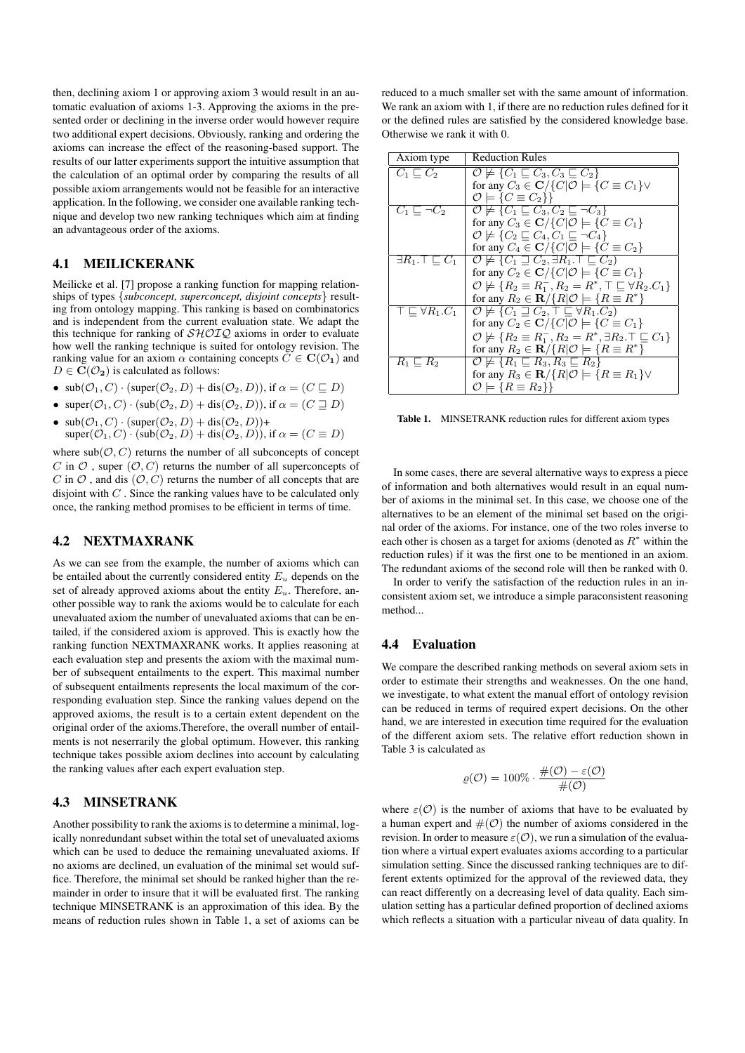then, declining axiom 1 or approving axiom 3 would result in an automatic evaluation of axioms 1-3. Approving the axioms in the presented order or declining in the inverse order would however require two additional expert decisions. Obviously, ranking and ordering the axioms can increase the effect of the reasoning-based support. The results of our latter experiments support the intuitive assumption that the calculation of an optimal order by comparing the results of all possible axiom arrangements would not be feasible for an interactive application. In the following, we consider one available ranking technique and develop two new ranking techniques which aim at finding an advantageous order of the axioms.

### 4.1 MEILICKERANK

Meilicke et al. [7] propose a ranking function for mapping relationships of types {*subconcept, superconcept, disjoint concepts*} resulting from ontology mapping. This ranking is based on combinatorics and is independent from the current evaluation state. We adapt the this technique for ranking of $\mathcal{SHOIQ}$ axioms in order to evaluate how well the ranking technique is suited for ontology revision. The ranking value for an axiom $\alpha$ containing concepts $C \in \mathbf{C}(\mathcal{O}_1)$ and $D \in \mathbf{C}(\mathcal{O}_2)$ is calculated as follows:

- $\text{sub}(\mathcal{O}_1, C) \cdot (\text{super}(\mathcal{O}_2, D) + \text{dis}(\mathcal{O}_2, D))$, if $\alpha = (C \sqsubseteq D)$
- $\text{super}(\mathcal{O}_1, C) \cdot (\text{sub}(\mathcal{O}_2, D) + \text{dis}(\mathcal{O}_2, D))$, if $\alpha = (C \sqsupseteq D)$
- $\text{sub}(\mathcal{O}_1, C) \cdot (\text{super}(\mathcal{O}_2, D) + \text{dis}(\mathcal{O}_2, D)) +$ $\text{super}(\mathcal{O}_1, C) \cdot (\text{sub}(\mathcal{O}_2, D) + \text{dis}(\mathcal{O}_2, D))$, if $\alpha = (C \equiv D)$

where $\text{sub}(\mathcal{O}, C)$ returns the number of all subconcepts of concept $C$ in $\mathcal{O}$ , super $(\mathcal{O}, C)$ returns the number of all superconcepts of $C$ in $\mathcal{O}$ , and dis $(\mathcal{O}, C)$ returns the number of all concepts that are disjoint with $C$ . Since the ranking values have to be calculated only once, the ranking method promises to be efficient in terms of time.

### 4.2 NEXTMAXRANK

As we can see from the example, the number of axioms which can be entailed about the currently considered entity $E_u$ depends on the set of already approved axioms about the entity $E_u$. Therefore, another possible way to rank the axioms would be to calculate for each unevaluated axiom the number of unevaluated axioms that can be entailed, if the considered axiom is approved. This is exactly how the ranking function NEXTMAXRANK works. It applies reasoning at each evaluation step and presents the axiom with the maximal number of subsequent entailments to the expert. This maximal number of subsequent entailments represents the local maximum of the corresponding evaluation step. Since the ranking values depend on the approved axioms, the result is to a certain extent dependent on the original order of the axioms.Therefore, the overall number of entailments is not neserrarily the global optimum. However, this ranking technique takes possible axiom declines into account by calculating the ranking values after each expert evaluation step.

### 4.3 MINSETRANK

Another possibility to rank the axioms is to determine a minimal, logically nonredundant subset within the total set of unevaluated axioms which can be used to deduce the remaining unevaluated axioms. If no axioms are declined, un evaluation of the minimal set would suffice. Therefore, the minimal set should be ranked higher than the remainder in order to insure that it will be evaluated first. The ranking technique MINSETRANK is an approximation of this idea. By the means of reduction rules shown in Table 1, a set of axioms can be reduced to a much smaller set with the same amount of information. We rank an axiom with 1, if there are no reduction rules defined for it or the defined rules are satisfied by the considered knowledge base. Otherwise we rank it with 0.

| Axiom type | Reduction Rules |
|---|---|
| $C_1 \sqsubseteq C_2$ | $\mathcal{O} \not\models \{C_1 \sqsubseteq C_3, C_3 \sqsubseteq C_2\}$ for any $C_3 \in \mathbf{C}/\{C \mid \mathcal{O} \models \{C \equiv C_1\} \vee \mathcal{O} \models \{C \equiv C_2\}\}$ |
| $C_1 \sqsubseteq \neg C_2$ | $\mathcal{O} \not\models \{C_1 \sqsubseteq C_3, C_2 \sqsubseteq \neg C_3\}$ for any $C_3 \in \mathbf{C}/\{C \mid \mathcal{O} \models \{C \equiv C_1\}$ $\mathcal{O} \not\models \{C_2 \sqsubseteq C_4, C_1 \sqsubseteq \neg C_4\}$ for any $C_4 \in \mathbf{C}/\{C \mid \mathcal{O} \models \{C \equiv C_2\}$ |
| $\exists R_1.\top \sqsubseteq C_1$ | $\mathcal{O} \not\models \{C_1 \sqsupseteq C_2, \exists R_1.\top \sqsubseteq C_2)$ for any $C_2 \in \mathbf{C}/\{C \mid \mathcal{O} \models \{C \equiv C_1\}$ $\mathcal{O} \not\models \{R_2 \equiv R_1^-, R_2 = R^*, \top \sqsubseteq \forall R_2.C_1\}$ for any $R_2 \in \mathbf{R}/\{R \mid \mathcal{O} \models \{R \equiv R^*\}$ |
| $\top \sqsubseteq \forall R_1.C_1$ | $\mathcal{O} \not\models \{C_1 \sqsupseteq C_2, \top \sqsubseteq \forall R_1.C_2)$ for any $C_2 \in \mathbf{C}/\{C \mid \mathcal{O} \models \{C \equiv C_1\}$ $\mathcal{O} \not\models \{R_2 \equiv R_1^-, R_2 = R^*, \exists R_2.\top \sqsubseteq C_1\}$ for any $R_2 \in \mathbf{R}/\{R \mid \mathcal{O} \models \{R \equiv R^*\}$ |
| $R_1 \sqsubseteq R_2$ | $\mathcal{O} \not\models \{R_1 \sqsubseteq R_3, R_3 \sqsubseteq R_2\}$ for any $R_3 \in \mathbf{R}/\{R \mid \mathcal{O} \models \{R \equiv R_1\} \vee \mathcal{O} \models \{R \equiv R_2\}\}$ |

**Table 1.** MINSETRANK reduction rules for different axiom types

In some cases, there are several alternative ways to express a piece of information and both alternatives would result in an equal number of axioms in the minimal set. In this case, we choose one of the alternatives to be an element of the minimal set based on the original order of the axioms. For instance, one of the two roles inverse to each other is chosen as a target for axioms (denoted as $R^*$ within the reduction rules) if it was the first one to be mentioned in an axiom. The redundant axioms of the second role will then be ranked with 0.

In order to verify the satisfaction of the reduction rules in an inconsistent axiom set, we introduce a simple paraconsistent reasoning method...

### 4.4 Evaluation

We compare the described ranking methods on several axiom sets in order to estimate their strengths and weaknesses. On the one hand, we investigate, to what extent the manual effort of ontology revision can be reduced in terms of required expert decisions. On the other hand, we are interested in execution time required for the evaluation of the different axiom sets. The relative effort reduction shown in Table 3 is calculated as

$$\varrho(\mathcal{O}) = 100\% \cdot \frac{\#(\mathcal{O}) - \varepsilon(\mathcal{O})}{\#(\mathcal{O})}$$

where $\varepsilon(\mathcal{O})$ is the number of axioms that have to be evaluated by a human expert and $\#(\mathcal{O})$ the number of axioms considered in the revision. In order to measure $\varepsilon(\mathcal{O})$, we run a simulation of the evaluation where a virtual expert evaluates axioms according to a particular simulation setting. Since the discussed ranking techniques are to different extents optimized for the approval of the reviewed data, they can react differently on a decreasing level of data quality. Each simulation setting has a particular defined proportion of declined axioms which reflects a situation with a particular niveau of data quality. In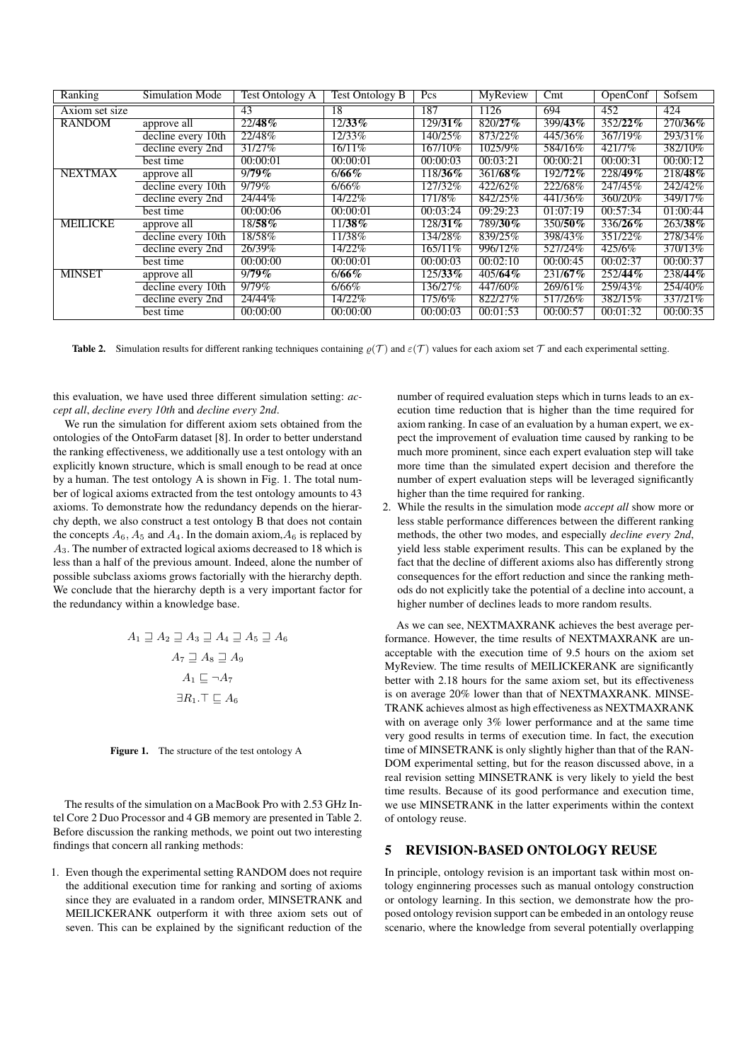| Ranking | Simulation Mode | Test Ontology A | Test Ontology B | Pcs | MyReview | Cmt | OpenConf | Sofsem |
|---|---|---|---|---|---|---|---|---|
| Axiom set size | | 43 | 18 | 187 | 1126 | 694 | 452 | 424 |
| RANDOM | approve all | 22/**48%** | 12/**33%** | 129/**31%** | 820/**27%** | 399/**43%** | 352/**22%** | 270/**36%** |
| | decline every 10th | 22/48% | 12/33% | 140/25% | 873/22% | 445/36% | 367/19% | 293/31% |
| | decline every 2nd | 31/27% | 16/11% | 167/10% | 1025/9% | 584/16% | 421/7% | 382/10% |
| | best time | 00:00:01 | 00:00:01 | 00:00:03 | 00:03:21 | 00:00:21 | 00:00:31 | 00:00:12 |
| NEXTMAX | approve all | 9/**79%** | 6/**66%** | 118/**36%** | 361/**68%** | 192/**72%** | 228/**49%** | 218/**48%** |
| | decline every 10th | 9/79% | 6/66% | 127/32% | 422/62% | 222/68% | 247/45% | 242/42% |
| | decline every 2nd | 24/44% | 14/22% | 171/8% | 842/25% | 441/36% | 360/20% | 349/17% |
| | best time | 00:00:06 | 00:00:01 | 00:03:24 | 09:29:23 | 01:07:19 | 00:57:34 | 01:00:44 |
| MEILICKE | approve all | 18/**58%** | 11/**38%** | 128/**31%** | 789/**30%** | 350/**50%** | 336/**26%** | 263/**38%** |
| | decline every 10th | 18/58% | 11/38% | 134/28% | 839/25% | 398/43% | 351/22% | 278/34% |
| | decline every 2nd | 26/39% | 14/22% | 165/11% | 996/12% | 527/24% | 425/6% | 370/13% |
| | best time | 00:00:00 | 00:00:01 | 00:00:03 | 00:02:10 | 00:00:45 | 00:02:37 | 00:00:37 |
| MINSET | approve all | 9/**79%** | 6/**66%** | 125/**33%** | 405/**64%** | 231/**67%** | 252/**44%** | 238/**44%** |
| | decline every 10th | 9/79% | 6/66% | 136/27% | 447/60% | 269/61% | 259/43% | 254/40% |
| | decline every 2nd | 24/44% | 14/22% | 175/6% | 822/27% | 517/26% | 382/15% | 337/21% |
| | best time | 00:00:00 | 00:00:00 | 00:00:03 | 00:01:53 | 00:00:57 | 00:01:32 | 00:00:35 |

**Table 2.** Simulation results for different ranking techniques containing $\varrho(\mathcal{T})$ and $\varepsilon(\mathcal{T})$ values for each axiom set $\mathcal{T}$ and each experimental setting.

this evaluation, we have used three different simulation setting: *accept all*, *decline every 10th* and *decline every 2nd*.

We run the simulation for different axiom sets obtained from the ontologies of the OntoFarm dataset [8]. In order to better understand the ranking effectiveness, we additionally use a test ontology with an explicitly known structure, which is small enough to be read at once by a human. The test ontology A is shown in Fig. 1. The total number of logical axioms extracted from the test ontology amounts to 43 axioms. To demonstrate how the redundancy depends on the hierarchy depth, we also construct a test ontology B that does not contain the concepts $A_6$, $A_5$ and $A_4$. In the domain axiom, $A_6$ is replaced by $A_3$. The number of extracted logical axioms decreased to 18 which is less than a half of the previous amount. Indeed, alone the number of possible subclass axioms grows factorially with the hierarchy depth. We conclude that the hierarchy depth is a very important factor for the redundancy within a knowledge base.

$$A_1 \sqsupseteq A_2 \sqsupseteq A_3 \sqsupseteq A_4 \sqsupseteq A_5 \sqsupseteq A_6$$
$$A_7 \sqsupseteq A_8 \sqsupseteq A_9$$
$$A_1 \sqsubseteq \neg A_7$$
$$\exists R_1.\top \sqsubseteq A_6$$

**Figure 1.** The structure of the test ontology A

The results of the simulation on a MacBook Pro with 2.53 GHz Intel Core 2 Duo Processor and 4 GB memory are presented in Table 2. Before discussion the ranking methods, we point out two interesting findings that concern all ranking methods:

1. Even though the experimental setting RANDOM does not require the additional execution time for ranking and sorting of axioms since they are evaluated in a random order, MINSETRANK and MEILICKERANK outperform it with three axiom sets out of seven. This can be explained by the significant reduction of the number of required evaluation steps which in turns leads to an execution time reduction that is higher than the time required for axiom ranking. In case of an evaluation by a human expert, we expect the improvement of evaluation time caused by ranking to be much more prominent, since each expert evaluation step will take more time than the simulated expert decision and therefore the number of expert evaluation steps will be leveraged significantly higher than the time required for ranking.
2. While the results in the simulation mode *accept all* show more or less stable performance differences between the different ranking methods, the other two modes, and especially *decline every 2nd*, yield less stable experiment results. This can be explaned by the fact that the decline of different axioms also has differently strong consequences for the effort reduction and since the ranking methods do not explicitly take the potential of a decline into account, a higher number of declines leads to more random results.

As we can see, NEXTMAXRANK achieves the best average performance. However, the time results of NEXTMAXRANK are unacceptable with the execution time of 9.5 hours on the axiom set MyReview. The time results of MEILICKERANK are significantly better with 2.18 hours for the same axiom set, but its effectiveness is on average 20% lower than that of NEXTMAXRANK. MINSETRANK achieves almost as high effectiveness as NEXTMAXRANK with on average only 3% lower performance and at the same time very good results in terms of execution time. In fact, the execution time of MINSETRANK is only slightly higher than that of the RANDOM experimental setting, but for the reason discussed above, in a real revision setting MINSETRANK is very likely to yield the best time results. Because of its good performance and execution time, we use MINSETRANK in the latter experiments within the context of ontology reuse.

## 5 REVISION-BASED ONTOLOGY REUSE

In principle, ontology revision is an important task within most ontology enginnering processes such as manual ontology construction or ontology learning. In this section, we demonstrate how the proposed ontology revision support can be embeded in an ontology reuse scenario, where the knowledge from several potentially overlapping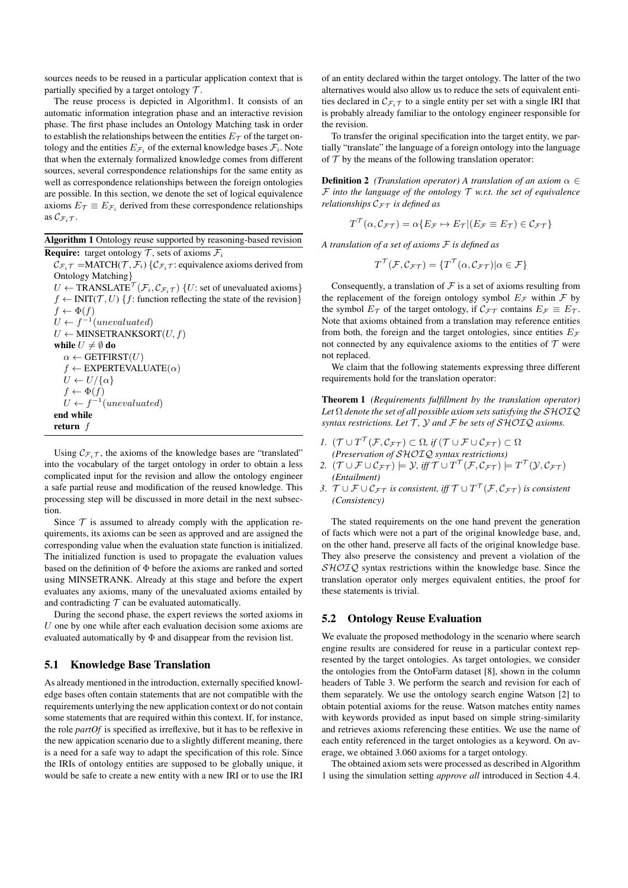sources needs to be reused in a particular application context that is partially specified by a target ontology $\mathcal{T}$.

The reuse process is depicted in Algorithm1. It consists of an automatic information integration phase and an interactive revision phase. The first phase includes an Ontology Matching task in order to establish the relationships between the entities $E_{\mathcal{T}}$ of the target ontology and the entities $E_{\mathcal{F}_i}$ of the external knowledge bases $\mathcal{F}_i$. Note that when the externaly formalized knowledge comes from different sources, several correspondence relationships for the same entity as well as correspondence relationships between the foreign ontologies are possible. In this section, we denote the set of logical equivalence axioms $E_{\mathcal{T}} \equiv E_{\mathcal{F}_i}$ derived from these correspondence relationships as $\mathcal{C}_{\mathcal{F}_i\mathcal{T}}$.

**Algorithm 1** Ontology reuse supported by reasoning-based revision

**Require:** target ontology $\mathcal{T}$, sets of axioms $\mathcal{F}_i$
$\mathcal{C}_{\mathcal{F}_i\mathcal{T}}$ =MATCH($\mathcal{T}, \mathcal{F}_i$) {$\mathcal{C}_{\mathcal{F}_i\mathcal{T}}$: equivalence axioms derived from Ontology Matching}
$U \leftarrow$ TRANSLATE$^{\mathcal{T}}(\mathcal{F}_i, \mathcal{C}_{\mathcal{F}_i\mathcal{T}})$ {$U$: set of unevaluated axioms}
$f \leftarrow$ INIT($\mathcal{T}, U$) {$f$: function reflecting the state of the revision}
$f \leftarrow \Phi(f)$
$U \leftarrow f^{-1}(unevaluated)$
$U \leftarrow$ MINSETRANKSORT($U, f$)
**while** $U \neq \emptyset$ **do**
  $\alpha \leftarrow$ GETFIRST($U$)
  $f \leftarrow$ EXPERTEVALUATE($\alpha$)
  $U \leftarrow U/\{\alpha\}$
  $f \leftarrow \Phi(f)$
  $U \leftarrow f^{-1}(unevaluated)$
**end while**
**return** $f$

Using $\mathcal{C}_{\mathcal{F}_i\mathcal{T}}$, the axioms of the knowledge bases are "translated" into the vocabulary of the target ontology in order to obtain a less complicated input for the revision and allow the ontology engineer a safe partial reuse and modification of the reused knowledge. This processing step will be discussed in more detail in the next subsection.

Since $\mathcal{T}$ is assumed to already comply with the application requirements, its axioms can be seen as approved and are assigned the corresponding value when the evaluation state function is initialized. The initialized function is used to propagate the evaluation values based on the definition of $\Phi$ before the axioms are ranked and sorted using MINSETRANK. Already at this stage and before the expert evaluates any axioms, many of the unevaluated axioms entailed by and contradicting $\mathcal{T}$ can be evaluated automatically.

During the second phase, the expert reviews the sorted axioms in $U$ one by one while after each evaluation decision some axioms are evaluated automatically by $\Phi$ and disappear from the revision list.

## 5.1 Knowledge Base Translation

As already mentioned in the introduction, externally specified knowledge bases often contain statements that are not compatible with the requirements underlying the new application context or do not contain some statements that are required within this context. If, for instance, the role *partOf* is specified as irreflexive, but it has to be reflexive in the new appication scenario due to a slightly different meaning, there is a need for a safe way to adapt the specification of this role. Since the IRIs of ontology entities are supposed to be globally unique, it would be safe to create a new entity with a new IRI or to use the IRI of an entity declared within the target ontology. The latter of the two alternatives would also allow us to reduce the sets of equivalent entities declared in $\mathcal{C}_{\mathcal{F}_i\mathcal{T}}$ to a single entity per set with a single IRI that is probably already familiar to the ontology engineer responsible for the revision.

To transfer the original specification into the target entity, we partially "translate" the language of a foreign ontology into the language of $\mathcal{T}$ by the means of the following translation operator:

**Definition 2** *(Translation operator) A translation of an axiom $\alpha \in \mathcal{F}$ into the language of the ontology $\mathcal{T}$ w.r.t. the set of equivalence relationships $\mathcal{C}_{\mathcal{F}\mathcal{T}}$ is defined as*

$$T^{\mathcal{T}}(\alpha, \mathcal{C}_{\mathcal{F}\mathcal{T}}) = \alpha\{E_{\mathcal{F}} \mapsto E_{\mathcal{T}} | (E_{\mathcal{F}} \equiv E_{\mathcal{T}}) \in \mathcal{C}_{\mathcal{F}\mathcal{T}}\}$$

*A translation of a set of axioms $\mathcal{F}$ is defined as*

$$T^{\mathcal{T}}(\mathcal{F}, \mathcal{C}_{\mathcal{F}\mathcal{T}}) = \{T^{\mathcal{T}}(\alpha, \mathcal{C}_{\mathcal{F}\mathcal{T}}) | \alpha \in \mathcal{F}\}$$

Consequently, a translation of $\mathcal{F}$ is a set of axioms resulting from the replacement of the foreign ontology symbol $E_{\mathcal{F}}$ within $\mathcal{F}$ by the symbol $E_{\mathcal{T}}$ of the target ontology, if $\mathcal{C}_{\mathcal{F}\mathcal{T}}$ contains $E_{\mathcal{F}} \equiv E_{\mathcal{T}}$. Note that axioms obtained from a translation may reference entities from both, the foreign and the target ontologies, since entities $E_{\mathcal{F}}$ not connected by any equivalence axioms to the entities of $\mathcal{T}$ were not replaced.

We claim that the following statements expressing three different requirements hold for the translation operator:

**Theorem 1** *(Requirements fulfillment by the translation operator) Let $\Omega$ denote the set of all possible axiom sets satisfying the $\mathcal{SHOIQ}$ syntax restrictions. Let $\mathcal{T}$, $\mathcal{Y}$ and $\mathcal{F}$ be sets of $\mathcal{SHOIQ}$ axioms.*

1. *$(\mathcal{T} \cup T^{\mathcal{T}}(\mathcal{F}, \mathcal{C}_{\mathcal{F}\mathcal{T}}) \subset \Omega$, if $(\mathcal{T} \cup \mathcal{F} \cup \mathcal{C}_{\mathcal{F}\mathcal{T}}) \subset \Omega$ (Preservation of $\mathcal{SHOIQ}$ syntax restrictions)*
2. *$(\mathcal{T} \cup \mathcal{F} \cup \mathcal{C}_{\mathcal{F}\mathcal{T}}) \models \mathcal{Y}$, iff $\mathcal{T} \cup T^{\mathcal{T}}(\mathcal{F}, \mathcal{C}_{\mathcal{F}\mathcal{T}}) \models T^{\mathcal{T}}(\mathcal{Y}, \mathcal{C}_{\mathcal{F}\mathcal{T}})$ (Entailment)*
3. *$\mathcal{T} \cup \mathcal{F} \cup \mathcal{C}_{\mathcal{F}\mathcal{T}}$ is consistent, iff $\mathcal{T} \cup T^{\mathcal{T}}(\mathcal{F}, \mathcal{C}_{\mathcal{F}\mathcal{T}})$ is consistent (Consistency)*

The stated requirements on the one hand prevent the generation of facts which were not a part of the original knowledge base, and, on the other hand, preserve all facts of the original knowledge base. They also preserve the consistency and prevent a violation of the $\mathcal{SHOIQ}$ syntax restrictions within the knowledge base. Since the translation operator only merges equivalent entities, the proof for these statements is trivial.

## 5.2 Ontology Reuse Evaluation

We evaluate the proposed methodology in the scenario where search engine results are considered for reuse in a particular context represented by the target ontologies. As target ontologies, we consider the ontologies from the OntoFarm dataset [8], shown in the column headers of Table 3. We perform the search and revision for each of them separately. We use the ontology search engine Watson [2] to obtain potential axioms for the reuse. Watson matches entity names with keywords provided as input based on simple string-similarity and retrieves axioms referencing these entities. We use the name of each entity referenced in the target ontologies as a keyword. On average, we obtained 3.060 axioms for a target ontology.

The obtained axiom sets were processed as described in Algorithm 1 using the simulation setting *approve all* introduced in Section 4.4.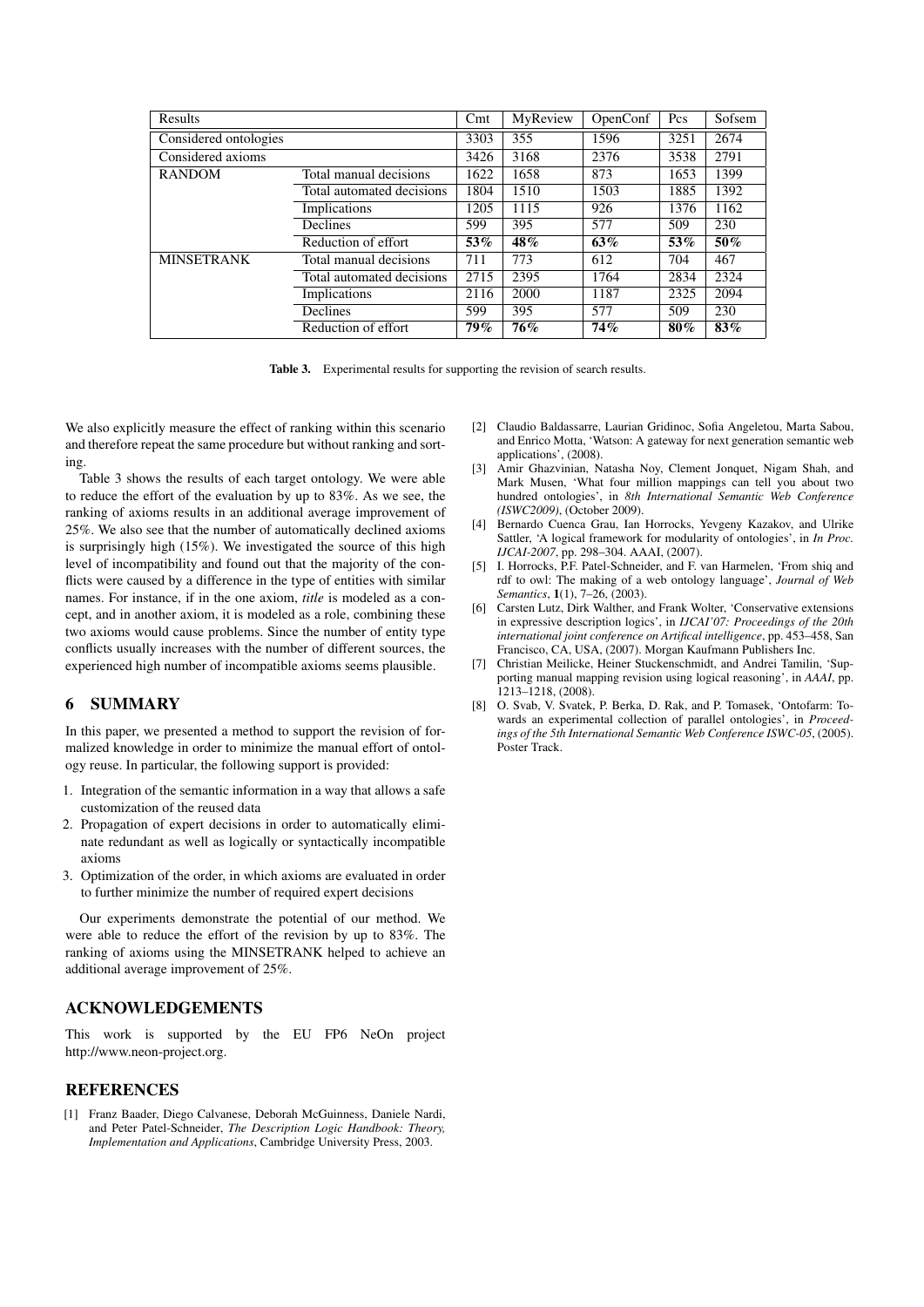| Results | | Cmt | MyReview | OpenConf | Pcs | Sofsem |
|---|---|---|---|---|---|---|
| Considered ontologies | | 3303 | 355 | 1596 | 3251 | 2674 |
| Considered axioms | | 3426 | 3168 | 2376 | 3538 | 2791 |
| RANDOM | Total manual decisions | 1622 | 1658 | 873 | 1653 | 1399 |
| | Total automated decisions | 1804 | 1510 | 1503 | 1885 | 1392 |
| | Implications | 1205 | 1115 | 926 | 1376 | 1162 |
| | Declines | 599 | 395 | 577 | 509 | 230 |
| | Reduction of effort | **53%** | **48%** | **63%** | **53%** | **50%** |
| MINSETRANK | Total manual decisions | 711 | 773 | 612 | 704 | 467 |
| | Total automated decisions | 2715 | 2395 | 1764 | 2834 | 2324 |
| | Implications | 2116 | 2000 | 1187 | 2325 | 2094 |
| | Declines | 599 | 395 | 577 | 509 | 230 |
| | Reduction of effort | **79%** | **76%** | **74%** | **80%** | **83%** |

**Table 3.** Experimental results for supporting the revision of search results.

We also explicitly measure the effect of ranking within this scenario and therefore repeat the same procedure but without ranking and sorting.

Table 3 shows the results of each target ontology. We were able to reduce the effort of the evaluation by up to 83%. As we see, the ranking of axioms results in an additional average improvement of 25%. We also see that the number of automatically declined axioms is surprisingly high (15%). We investigated the source of this high level of incompatibility and found out that the majority of the conflicts were caused by a difference in the type of entities with similar names. For instance, if in the one axiom, *title* is modeled as a concept, and in another axiom, it is modeled as a role, combining these two axioms would cause problems. Since the number of entity type conflicts usually increases with the number of different sources, the experienced high number of incompatible axioms seems plausible.

## 6 SUMMARY

In this paper, we presented a method to support the revision of formalized knowledge in order to minimize the manual effort of ontology reuse. In particular, the following support is provided:

1. Integration of the semantic information in a way that allows a safe customization of the reused data
2. Propagation of expert decisions in order to automatically eliminate redundant as well as logically or syntactically incompatible axioms
3. Optimization of the order, in which axioms are evaluated in order to further minimize the number of required expert decisions

Our experiments demonstrate the potential of our method. We were able to reduce the effort of the revision by up to 83%. The ranking of axioms using the MINSETRANK helped to achieve an additional average improvement of 25%.

## ACKNOWLEDGEMENTS

This work is supported by the EU FP6 NeOn project http://www.neon-project.org.

## REFERENCES

[1] Franz Baader, Diego Calvanese, Deborah McGuinness, Daniele Nardi, and Peter Patel-Schneider, *The Description Logic Handbook: Theory, Implementation and Applications*, Cambridge University Press, 2003.

[2] Claudio Baldassarre, Laurian Gridinoc, Sofia Angeletou, Marta Sabou, and Enrico Motta, 'Watson: A gateway for next generation semantic web applications', (2008).

[3] Amir Ghazvinian, Natasha Noy, Clement Jonquet, Nigam Shah, and Mark Musen, 'What four million mappings can tell you about two hundred ontologies', in *8th International Semantic Web Conference (ISWC2009)*, (October 2009).

[4] Bernardo Cuenca Grau, Ian Horrocks, Yevgeny Kazakov, and Ulrike Sattler, 'A logical framework for modularity of ontologies', in *In Proc. IJCAI-2007*, pp. 298–304. AAAI, (2007).

[5] I. Horrocks, P.F. Patel-Schneider, and F. van Harmelen, 'From shiq and rdf to owl: The making of a web ontology language', *Journal of Web Semantics*, **1**(1), 7–26, (2003).

[6] Carsten Lutz, Dirk Walther, and Frank Wolter, 'Conservative extensions in expressive description logics', in *IJCAI'07: Proceedings of the 20th international joint conference on Artifical intelligence*, pp. 453–458, San Francisco, CA, USA, (2007). Morgan Kaufmann Publishers Inc.

[7] Christian Meilicke, Heiner Stuckenschmidt, and Andrei Tamilin, 'Supporting manual mapping revision using logical reasoning', in *AAAI*, pp. 1213–1218, (2008).

[8] O. Svab, V. Svatek, P. Berka, D. Rak, and P. Tomasek, 'Ontofarm: Towards an experimental collection of parallel ontologies', in *Proceedings of the 5th International Semantic Web Conference ISWC-05*, (2005). Poster Track.